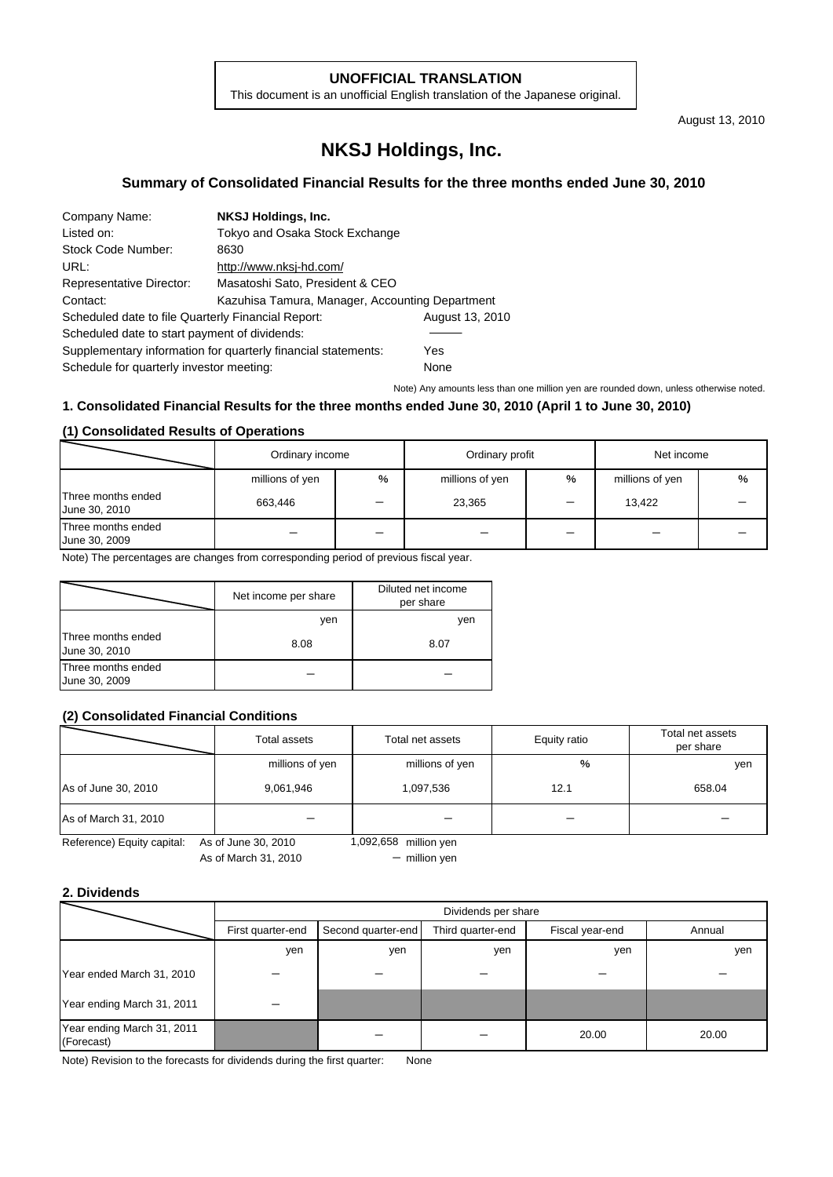**UNOFFICIAL TRANSLATION**
This document is an unofficial English translation of the Japanese original.

August 13, 2010

# NKSJ Holdings, Inc.

## Summary of Consolidated Financial Results for the three months ended June 30, 2010

| | |
|---|---|
| Company Name: | **NKSJ Holdings, Inc.** |
| Listed on: | Tokyo and Osaka Stock Exchange |
| Stock Code Number: | 8630 |
| URL: | http://www.nksj-hd.com/ |
| Representative Director: | Masatoshi Sato, President & CEO |
| Contact: | Kazuhisa Tamura, Manager, Accounting Department |
| Scheduled date to file Quarterly Financial Report: | August 13, 2010 |
| Scheduled date to start payment of dividends: | ――― |
| Supplementary information for quarterly financial statements: | Yes |
| Schedule for quarterly investor meeting: | None |

Note) Any amounts less than one million yen are rounded down, unless otherwise noted.

### 1. Consolidated Financial Results for the three months ended June 30, 2010 (April 1 to June 30, 2010)

#### (1) Consolidated Results of Operations

| | Ordinary income | | Ordinary profit | | Net income | |
|---|---|---|---|---|---|---|
| | millions of yen | % | millions of yen | % | millions of yen | % |
| Three months ended June 30, 2010 | 663,446 | ― | 23,365 | ― | 13,422 | ― |
| Three months ended June 30, 2009 | ― | ― | ― | ― | ― | ― |

Note) The percentages are changes from corresponding period of previous fiscal year.

| | Net income per share | Diluted net income per share |
|---|---|---|
| | yen | yen |
| Three months ended June 30, 2010 | 8.08 | 8.07 |
| Three months ended June 30, 2009 | ― | ― |

#### (2) Consolidated Financial Conditions

| | Total assets | Total net assets | Equity ratio | Total net assets per share |
|---|---|---|---|---|
| | millions of yen | millions of yen | % | yen |
| As of June 30, 2010 | 9,061,946 | 1,097,536 | 12.1 | 658.04 |
| As of March 31, 2010 | ― | ― | ― | ― |

Reference) Equity capital: As of June 30, 2010 1,092,658 million yen
As of March 31, 2010 ― million yen

### 2. Dividends

| | Dividends per share | | | | |
|---|---|---|---|---|---|
| | First quarter-end | Second quarter-end | Third quarter-end | Fiscal year-end | Annual |
| | yen | yen | yen | yen | yen |
| Year ended March 31, 2010 | ― | ― | ― | ― | ― |
| Year ending March 31, 2011 | ― | | | | |
| Year ending March 31, 2011 (Forecast) | | ― | ― | 20.00 | 20.00 |

Note) Revision to the forecasts for dividends during the first quarter: None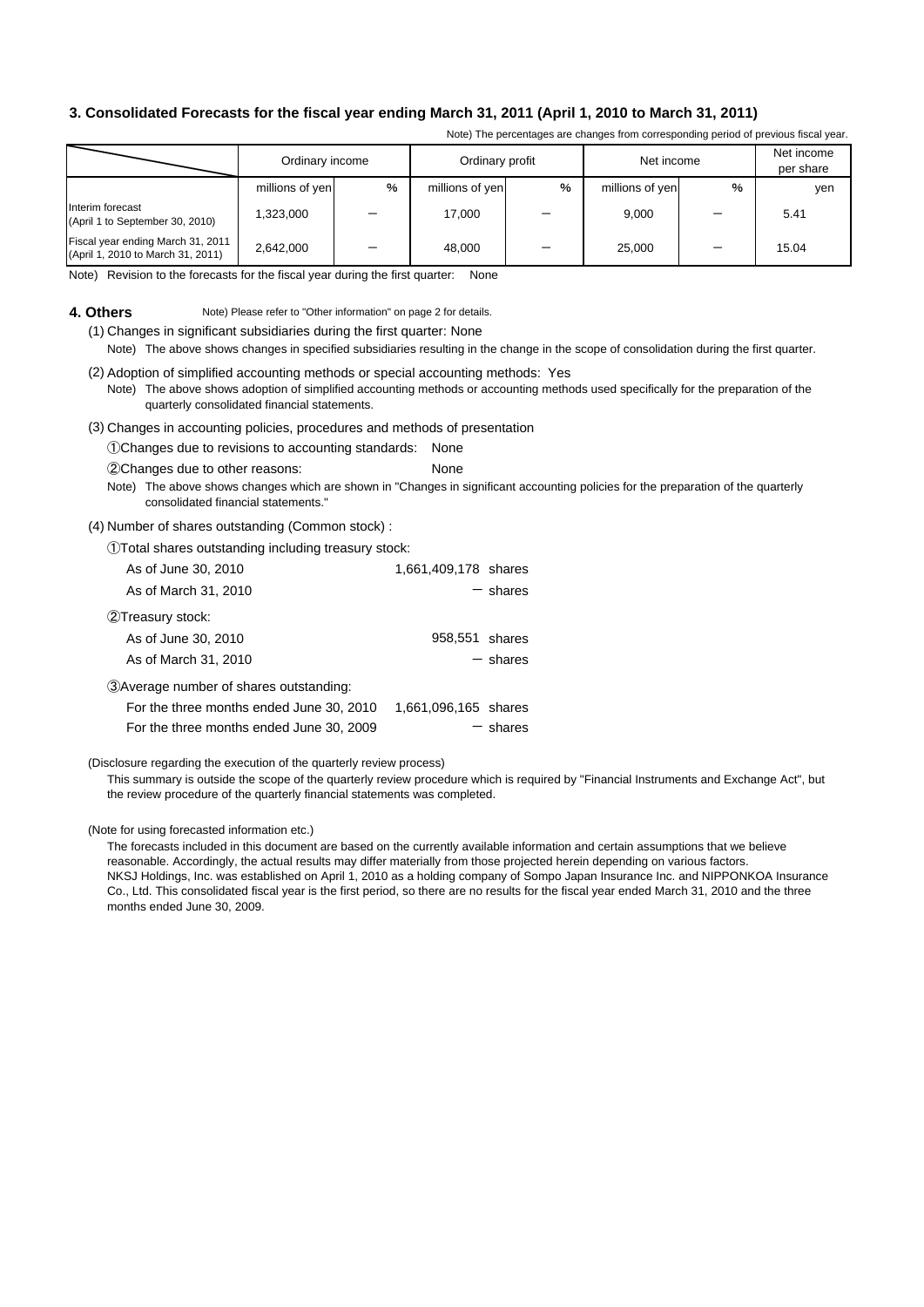### 3. Consolidated Forecasts for the fiscal year ending March 31, 2011 (April 1, 2010 to March 31, 2011)

Note) The percentages are changes from corresponding period of previous fiscal year.

| | Ordinary income | | Ordinary profit | | Net income | | Net income per share |
|---|---|---|---|---|---|---|---|
| | millions of yen | % | millions of yen | % | millions of yen | % | yen |
| Interim forecast (April 1 to September 30, 2010) | 1,323,000 | − | 17,000 | − | 9,000 | − | 5.41 |
| Fiscal year ending March 31, 2011 (April 1, 2010 to March 31, 2011) | 2,642,000 | − | 48,000 | − | 25,000 | − | 15.04 |

Note) Revision to the forecasts for the fiscal year during the first quarter: None

### 4. Others

Note) Please refer to "Other information" on page 2 for details.

(1) Changes in significant subsidiaries during the first quarter: None

Note) The above shows changes in specified subsidiaries resulting in the change in the scope of consolidation during the first quarter.

(2) Adoption of simplified accounting methods or special accounting methods: Yes

Note) The above shows adoption of simplified accounting methods or accounting methods used specifically for the preparation of the quarterly consolidated financial statements.

(3) Changes in accounting policies, procedures and methods of presentation

①Changes due to revisions to accounting standards: None

②Changes due to other reasons: None

Note) The above shows changes which are shown in "Changes in significant accounting policies for the preparation of the quarterly consolidated financial statements."

(4) Number of shares outstanding (Common stock) :

①Total shares outstanding including treasury stock:

| | |
|---|---|
| As of June 30, 2010 | 1,661,409,178 shares |
| As of March 31, 2010 | − shares |

②Treasury stock:

| | |
|---|---|
| As of June 30, 2010 | 958,551 shares |
| As of March 31, 2010 | − shares |

③Average number of shares outstanding:

| | |
|---|---|
| For the three months ended June 30, 2010 | 1,661,096,165 shares |
| For the three months ended June 30, 2009 | − shares |

(Disclosure regarding the execution of the quarterly review process)

This summary is outside the scope of the quarterly review procedure which is required by "Financial Instruments and Exchange Act", but the review procedure of the quarterly financial statements was completed.

(Note for using forecasted information etc.)

The forecasts included in this document are based on the currently available information and certain assumptions that we believe reasonable. Accordingly, the actual results may differ materially from those projected herein depending on various factors.
NKSJ Holdings, Inc. was established on April 1, 2010 as a holding company of Sompo Japan Insurance Inc. and NIPPONKOA Insurance Co., Ltd. This consolidated fiscal year is the first period, so there are no results for the fiscal year ended March 31, 2010 and the three months ended June 30, 2009.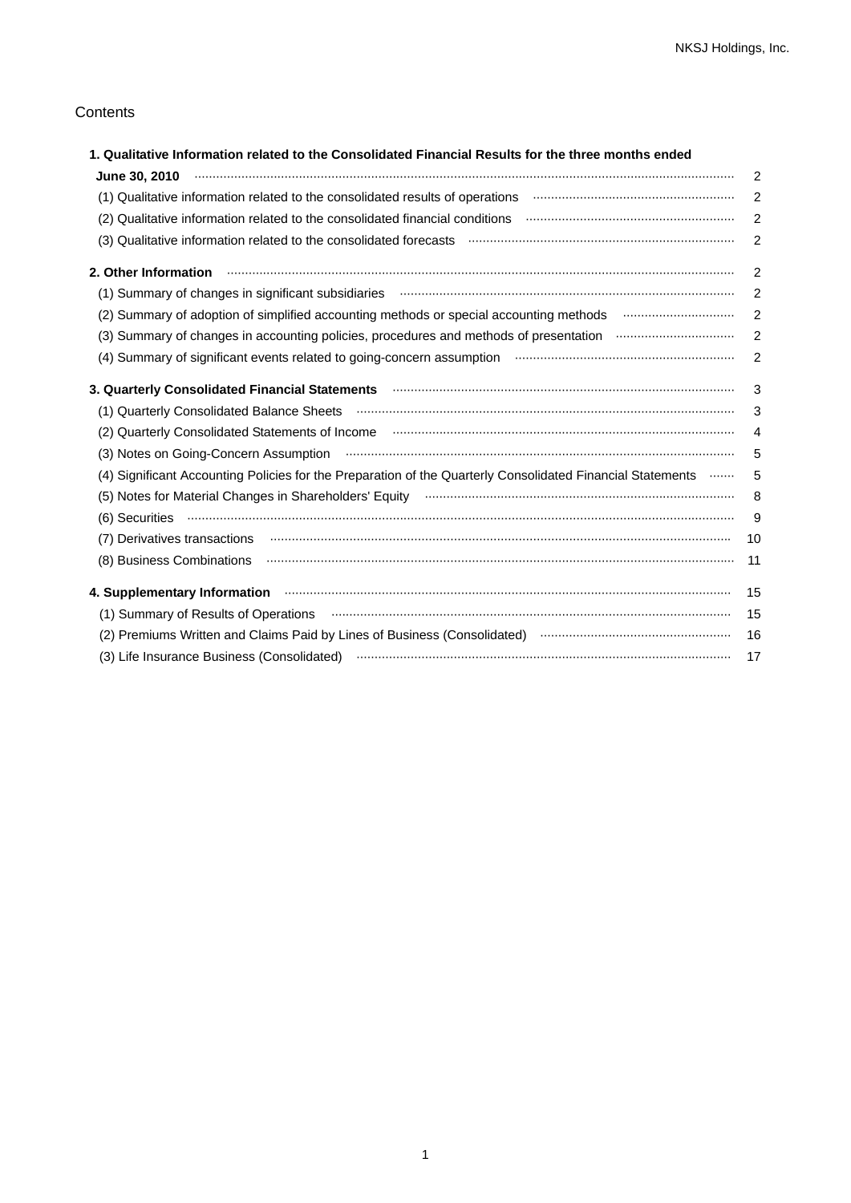Contents

| | |
|---|---|
| **1. Qualitative Information related to the Consolidated Financial Results for the three months ended June 30, 2010** | 2 |
| (1) Qualitative information related to the consolidated results of operations | 2 |
| (2) Qualitative information related to the consolidated financial conditions | 2 |
| (3) Qualitative information related to the consolidated forecasts | 2 |
| **2. Other Information** | 2 |
| (1) Summary of changes in significant subsidiaries | 2 |
| (2) Summary of adoption of simplified accounting methods or special accounting methods | 2 |
| (3) Summary of changes in accounting policies, procedures and methods of presentation | 2 |
| (4) Summary of significant events related to going-concern assumption | 2 |
| **3. Quarterly Consolidated Financial Statements** | 3 |
| (1) Quarterly Consolidated Balance Sheets | 3 |
| (2) Quarterly Consolidated Statements of Income | 4 |
| (3) Notes on Going-Concern Assumption | 5 |
| (4) Significant Accounting Policies for the Preparation of the Quarterly Consolidated Financial Statements | 5 |
| (5) Notes for Material Changes in Shareholders' Equity | 8 |
| (6) Securities | 9 |
| (7) Derivatives transactions | 10 |
| (8) Business Combinations | 11 |
| **4. Supplementary Information** | 15 |
| (1) Summary of Results of Operations | 15 |
| (2) Premiums Written and Claims Paid by Lines of Business (Consolidated) | 16 |
| (3) Life Insurance Business (Consolidated) | 17 |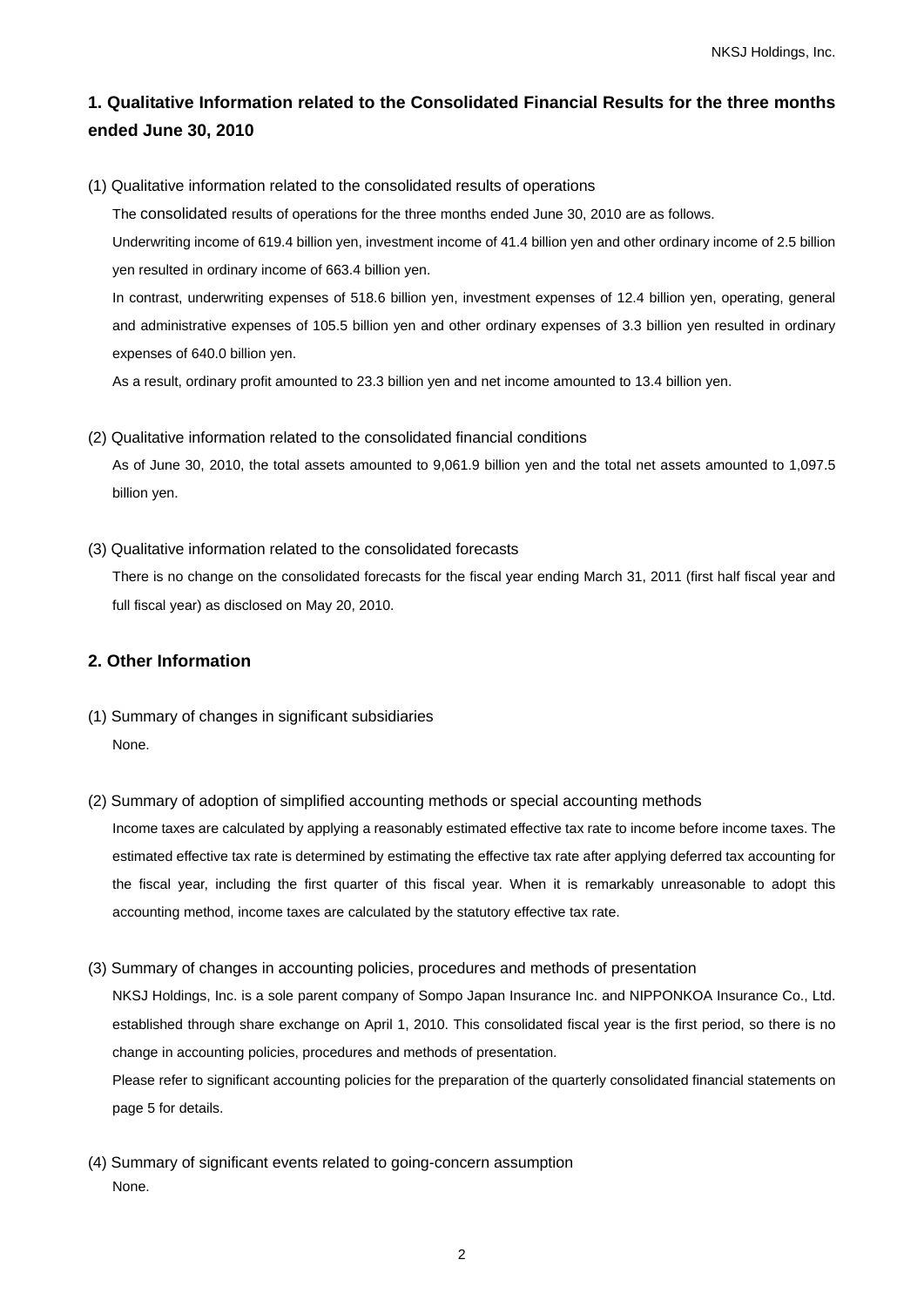## 1. Qualitative Information related to the Consolidated Financial Results for the three months ended June 30, 2010

(1) Qualitative information related to the consolidated results of operations

The consolidated results of operations for the three months ended June 30, 2010 are as follows.

Underwriting income of 619.4 billion yen, investment income of 41.4 billion yen and other ordinary income of 2.5 billion yen resulted in ordinary income of 663.4 billion yen.

In contrast, underwriting expenses of 518.6 billion yen, investment expenses of 12.4 billion yen, operating, general and administrative expenses of 105.5 billion yen and other ordinary expenses of 3.3 billion yen resulted in ordinary expenses of 640.0 billion yen.

As a result, ordinary profit amounted to 23.3 billion yen and net income amounted to 13.4 billion yen.

(2) Qualitative information related to the consolidated financial conditions

As of June 30, 2010, the total assets amounted to 9,061.9 billion yen and the total net assets amounted to 1,097.5 billion yen.

(3) Qualitative information related to the consolidated forecasts

There is no change on the consolidated forecasts for the fiscal year ending March 31, 2011 (first half fiscal year and full fiscal year) as disclosed on May 20, 2010.

## 2. Other Information

(1) Summary of changes in significant subsidiaries

None.

(2) Summary of adoption of simplified accounting methods or special accounting methods

Income taxes are calculated by applying a reasonably estimated effective tax rate to income before income taxes. The estimated effective tax rate is determined by estimating the effective tax rate after applying deferred tax accounting for the fiscal year, including the first quarter of this fiscal year. When it is remarkably unreasonable to adopt this accounting method, income taxes are calculated by the statutory effective tax rate.

(3) Summary of changes in accounting policies, procedures and methods of presentation

NKSJ Holdings, Inc. is a sole parent company of Sompo Japan Insurance Inc. and NIPPONKOA Insurance Co., Ltd. established through share exchange on April 1, 2010. This consolidated fiscal year is the first period, so there is no change in accounting policies, procedures and methods of presentation.

Please refer to significant accounting policies for the preparation of the quarterly consolidated financial statements on page 5 for details.

(4) Summary of significant events related to going-concern assumption

None.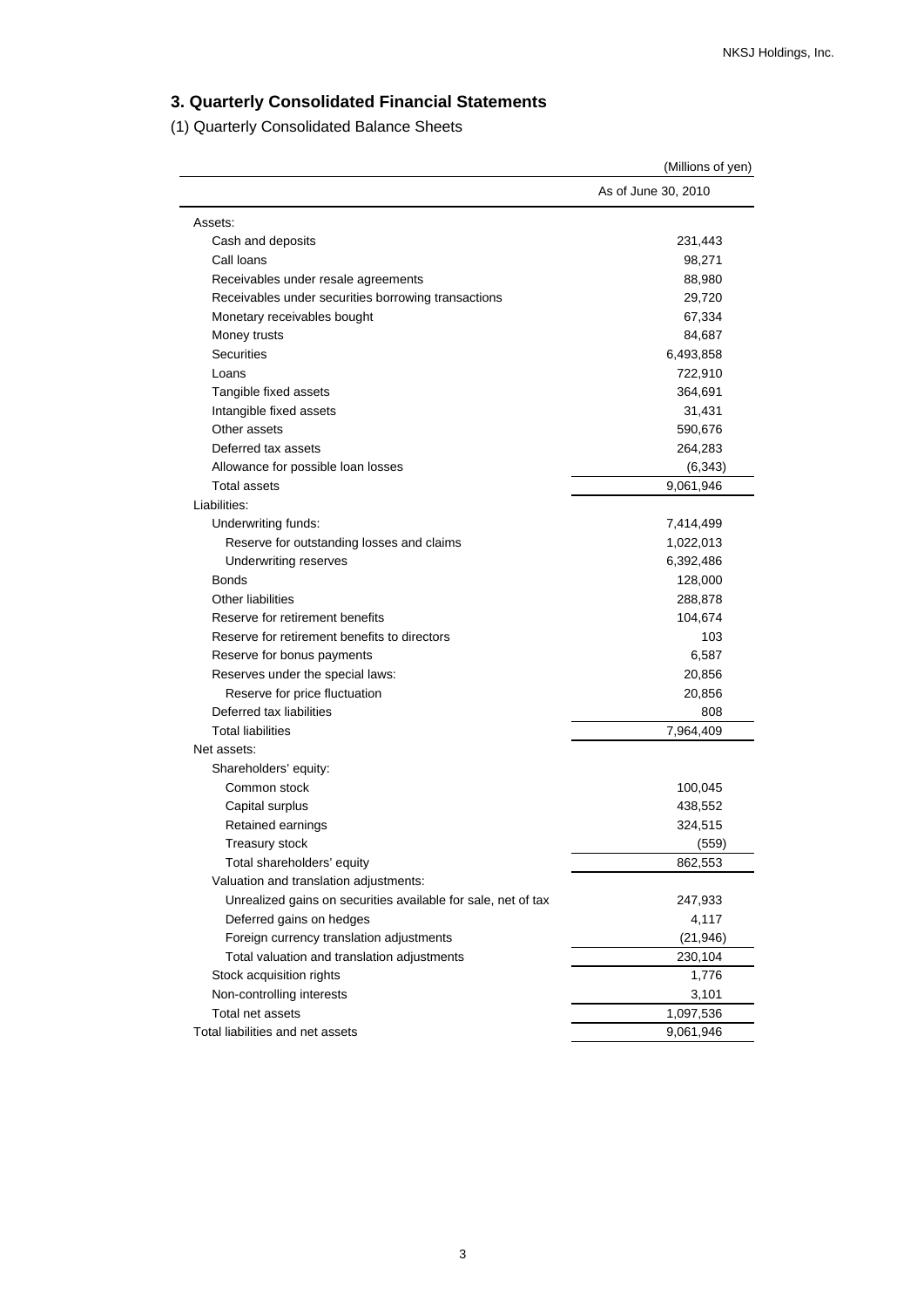## 3. Quarterly Consolidated Financial Statements

(1) Quarterly Consolidated Balance Sheets

(Millions of yen)

| | As of June 30, 2010 |
|---|---|
| Assets: | |
| Cash and deposits | 231,443 |
| Call loans | 98,271 |
| Receivables under resale agreements | 88,980 |
| Receivables under securities borrowing transactions | 29,720 |
| Monetary receivables bought | 67,334 |
| Money trusts | 84,687 |
| Securities | 6,493,858 |
| Loans | 722,910 |
| Tangible fixed assets | 364,691 |
| Intangible fixed assets | 31,431 |
| Other assets | 590,676 |
| Deferred tax assets | 264,283 |
| Allowance for possible loan losses | (6,343) |
| Total assets | 9,061,946 |
| Liabilities: | |
| Underwriting funds: | 7,414,499 |
| Reserve for outstanding losses and claims | 1,022,013 |
| Underwriting reserves | 6,392,486 |
| Bonds | 128,000 |
| Other liabilities | 288,878 |
| Reserve for retirement benefits | 104,674 |
| Reserve for retirement benefits to directors | 103 |
| Reserve for bonus payments | 6,587 |
| Reserves under the special laws: | 20,856 |
| Reserve for price fluctuation | 20,856 |
| Deferred tax liabilities | 808 |
| Total liabilities | 7,964,409 |
| Net assets: | |
| Shareholders' equity: | |
| Common stock | 100,045 |
| Capital surplus | 438,552 |
| Retained earnings | 324,515 |
| Treasury stock | (559) |
| Total shareholders' equity | 862,553 |
| Valuation and translation adjustments: | |
| Unrealized gains on securities available for sale, net of tax | 247,933 |
| Deferred gains on hedges | 4,117 |
| Foreign currency translation adjustments | (21,946) |
| Total valuation and translation adjustments | 230,104 |
| Stock acquisition rights | 1,776 |
| Non-controlling interests | 3,101 |
| Total net assets | 1,097,536 |
| Total liabilities and net assets | 9,061,946 |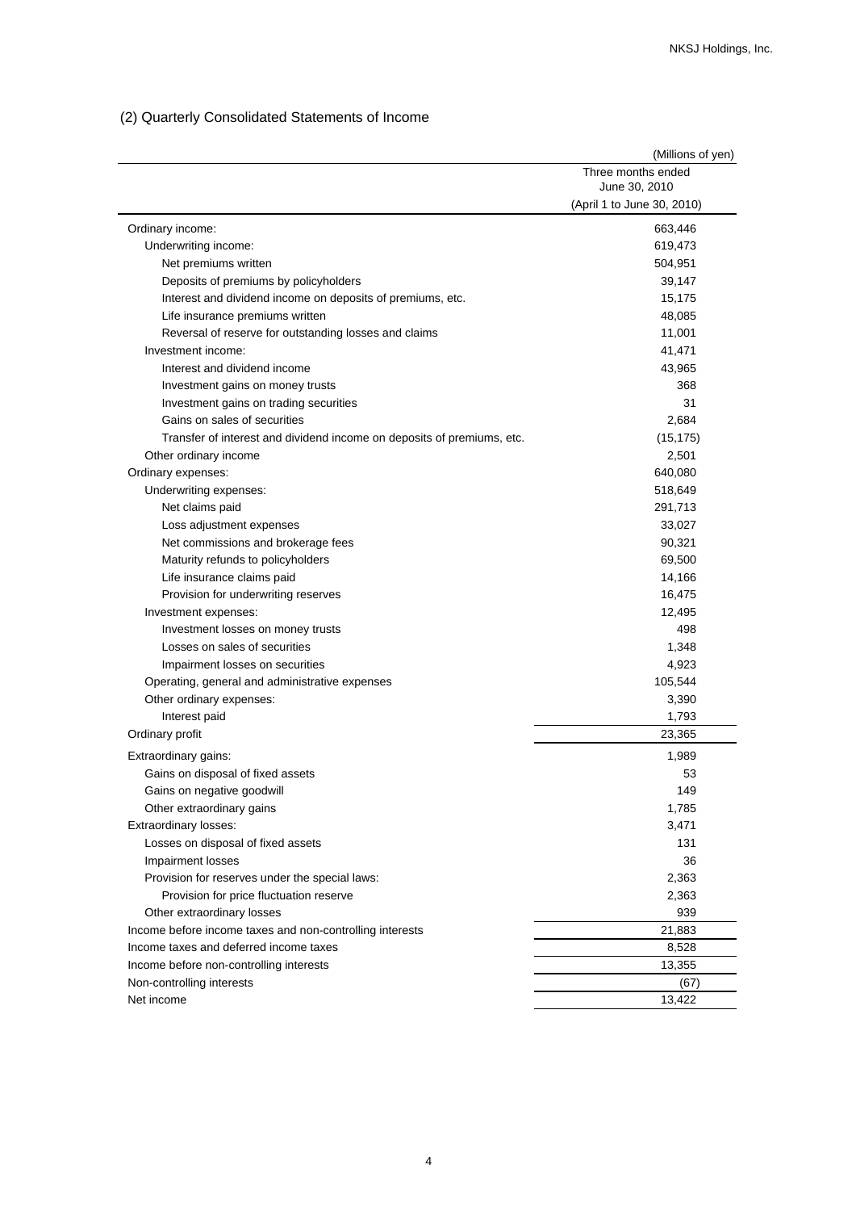## (2) Quarterly Consolidated Statements of Income

| | (Millions of yen) |
|---|---|
| | Three months ended June 30, 2010 (April 1 to June 30, 2010) |
| Ordinary income: | 663,446 |
| Underwriting income: | 619,473 |
| Net premiums written | 504,951 |
| Deposits of premiums by policyholders | 39,147 |
| Interest and dividend income on deposits of premiums, etc. | 15,175 |
| Life insurance premiums written | 48,085 |
| Reversal of reserve for outstanding losses and claims | 11,001 |
| Investment income: | 41,471 |
| Interest and dividend income | 43,965 |
| Investment gains on money trusts | 368 |
| Investment gains on trading securities | 31 |
| Gains on sales of securities | 2,684 |
| Transfer of interest and dividend income on deposits of premiums, etc. | (15,175) |
| Other ordinary income | 2,501 |
| Ordinary expenses: | 640,080 |
| Underwriting expenses: | 518,649 |
| Net claims paid | 291,713 |
| Loss adjustment expenses | 33,027 |
| Net commissions and brokerage fees | 90,321 |
| Maturity refunds to policyholders | 69,500 |
| Life insurance claims paid | 14,166 |
| Provision for underwriting reserves | 16,475 |
| Investment expenses: | 12,495 |
| Investment losses on money trusts | 498 |
| Losses on sales of securities | 1,348 |
| Impairment losses on securities | 4,923 |
| Operating, general and administrative expenses | 105,544 |
| Other ordinary expenses: | 3,390 |
| Interest paid | 1,793 |
| Ordinary profit | 23,365 |
| Extraordinary gains: | 1,989 |
| Gains on disposal of fixed assets | 53 |
| Gains on negative goodwill | 149 |
| Other extraordinary gains | 1,785 |
| Extraordinary losses: | 3,471 |
| Losses on disposal of fixed assets | 131 |
| Impairment losses | 36 |
| Provision for reserves under the special laws: | 2,363 |
| Provision for price fluctuation reserve | 2,363 |
| Other extraordinary losses | 939 |
| Income before income taxes and non-controlling interests | 21,883 |
| Income taxes and deferred income taxes | 8,528 |
| Income before non-controlling interests | 13,355 |
| Non-controlling interests | (67) |
| Net income | 13,422 |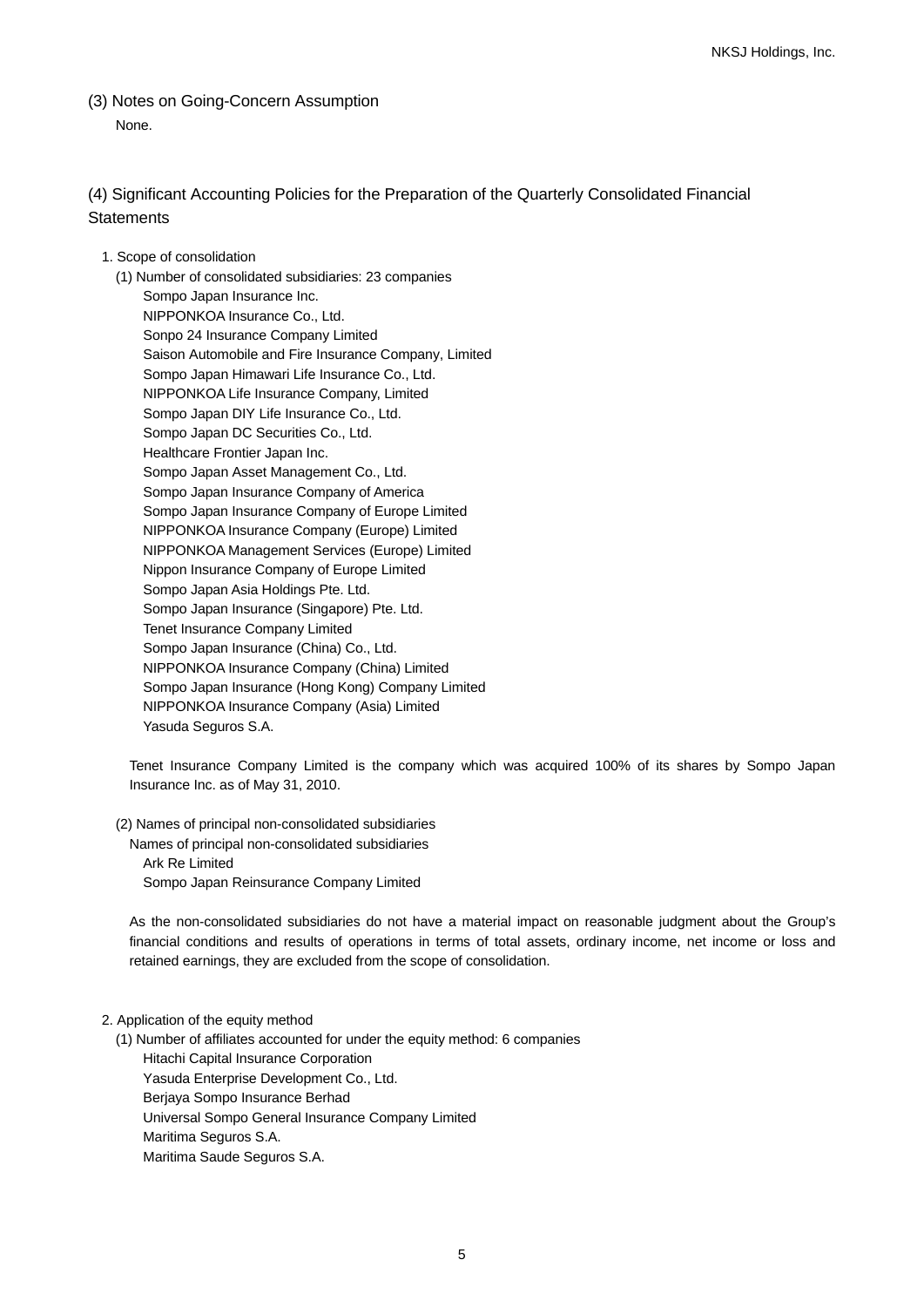## (3) Notes on Going-Concern Assumption

None.

## (4) Significant Accounting Policies for the Preparation of the Quarterly Consolidated Financial Statements

1. Scope of consolidation

(1) Number of consolidated subsidiaries: 23 companies

Sompo Japan Insurance Inc.
NIPPONKOA Insurance Co., Ltd.
Sonpo 24 Insurance Company Limited
Saison Automobile and Fire Insurance Company, Limited
Sompo Japan Himawari Life Insurance Co., Ltd.
NIPPONKOA Life Insurance Company, Limited
Sompo Japan DIY Life Insurance Co., Ltd.
Sompo Japan DC Securities Co., Ltd.
Healthcare Frontier Japan Inc.
Sompo Japan Asset Management Co., Ltd.
Sompo Japan Insurance Company of America
Sompo Japan Insurance Company of Europe Limited
NIPPONKOA Insurance Company (Europe) Limited
NIPPONKOA Management Services (Europe) Limited
Nippon Insurance Company of Europe Limited
Sompo Japan Asia Holdings Pte. Ltd.
Sompo Japan Insurance (Singapore) Pte. Ltd.
Tenet Insurance Company Limited
Sompo Japan Insurance (China) Co., Ltd.
NIPPONKOA Insurance Company (China) Limited
Sompo Japan Insurance (Hong Kong) Company Limited
NIPPONKOA Insurance Company (Asia) Limited
Yasuda Seguros S.A.

Tenet Insurance Company Limited is the company which was acquired 100% of its shares by Sompo Japan Insurance Inc. as of May 31, 2010.

(2) Names of principal non-consolidated subsidiaries

Names of principal non-consolidated subsidiaries

Ark Re Limited
Sompo Japan Reinsurance Company Limited

As the non-consolidated subsidiaries do not have a material impact on reasonable judgment about the Group's financial conditions and results of operations in terms of total assets, ordinary income, net income or loss and retained earnings, they are excluded from the scope of consolidation.

2. Application of the equity method

(1) Number of affiliates accounted for under the equity method: 6 companies

Hitachi Capital Insurance Corporation
Yasuda Enterprise Development Co., Ltd.
Berjaya Sompo Insurance Berhad
Universal Sompo General Insurance Company Limited
Maritima Seguros S.A.
Maritima Saude Seguros S.A.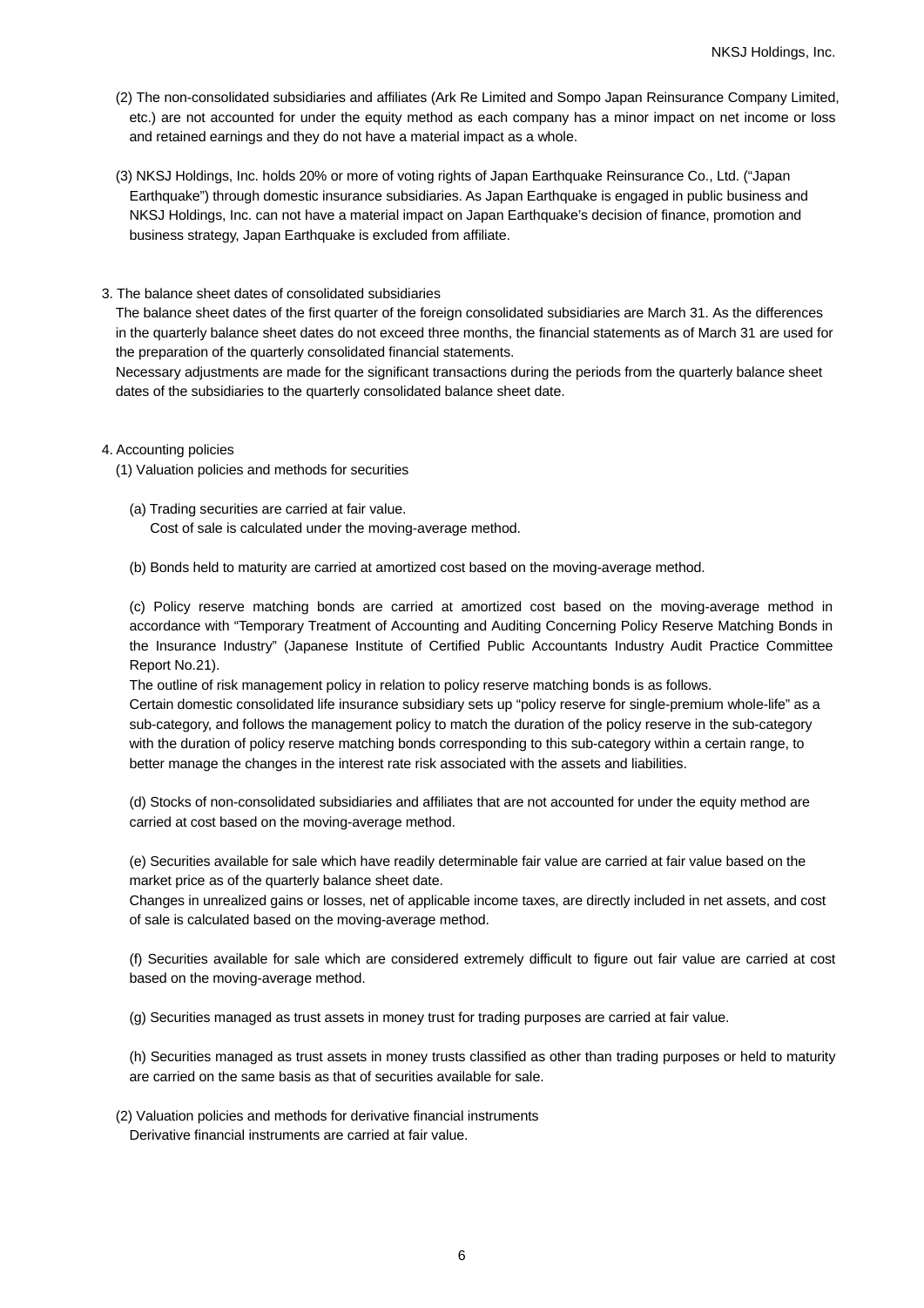(2) The non-consolidated subsidiaries and affiliates (Ark Re Limited and Sompo Japan Reinsurance Company Limited, etc.) are not accounted for under the equity method as each company has a minor impact on net income or loss and retained earnings and they do not have a material impact as a whole.

(3) NKSJ Holdings, Inc. holds 20% or more of voting rights of Japan Earthquake Reinsurance Co., Ltd. ("Japan Earthquake") through domestic insurance subsidiaries. As Japan Earthquake is engaged in public business and NKSJ Holdings, Inc. can not have a material impact on Japan Earthquake's decision of finance, promotion and business strategy, Japan Earthquake is excluded from affiliate.

3. The balance sheet dates of consolidated subsidiaries

The balance sheet dates of the first quarter of the foreign consolidated subsidiaries are March 31. As the differences in the quarterly balance sheet dates do not exceed three months, the financial statements as of March 31 are used for the preparation of the quarterly consolidated financial statements.

Necessary adjustments are made for the significant transactions during the periods from the quarterly balance sheet dates of the subsidiaries to the quarterly consolidated balance sheet date.

4. Accounting policies

(1) Valuation policies and methods for securities

(a) Trading securities are carried at fair value.
Cost of sale is calculated under the moving-average method.

(b) Bonds held to maturity are carried at amortized cost based on the moving-average method.

(c) Policy reserve matching bonds are carried at amortized cost based on the moving-average method in accordance with "Temporary Treatment of Accounting and Auditing Concerning Policy Reserve Matching Bonds in the Insurance Industry" (Japanese Institute of Certified Public Accountants Industry Audit Practice Committee Report No.21).

The outline of risk management policy in relation to policy reserve matching bonds is as follows.

Certain domestic consolidated life insurance subsidiary sets up "policy reserve for single-premium whole-life" as a sub-category, and follows the management policy to match the duration of the policy reserve in the sub-category with the duration of policy reserve matching bonds corresponding to this sub-category within a certain range, to better manage the changes in the interest rate risk associated with the assets and liabilities.

(d) Stocks of non-consolidated subsidiaries and affiliates that are not accounted for under the equity method are carried at cost based on the moving-average method.

(e) Securities available for sale which have readily determinable fair value are carried at fair value based on the market price as of the quarterly balance sheet date.

Changes in unrealized gains or losses, net of applicable income taxes, are directly included in net assets, and cost of sale is calculated based on the moving-average method.

(f) Securities available for sale which are considered extremely difficult to figure out fair value are carried at cost based on the moving-average method.

(g) Securities managed as trust assets in money trust for trading purposes are carried at fair value.

(h) Securities managed as trust assets in money trusts classified as other than trading purposes or held to maturity are carried on the same basis as that of securities available for sale.

(2) Valuation policies and methods for derivative financial instruments

Derivative financial instruments are carried at fair value.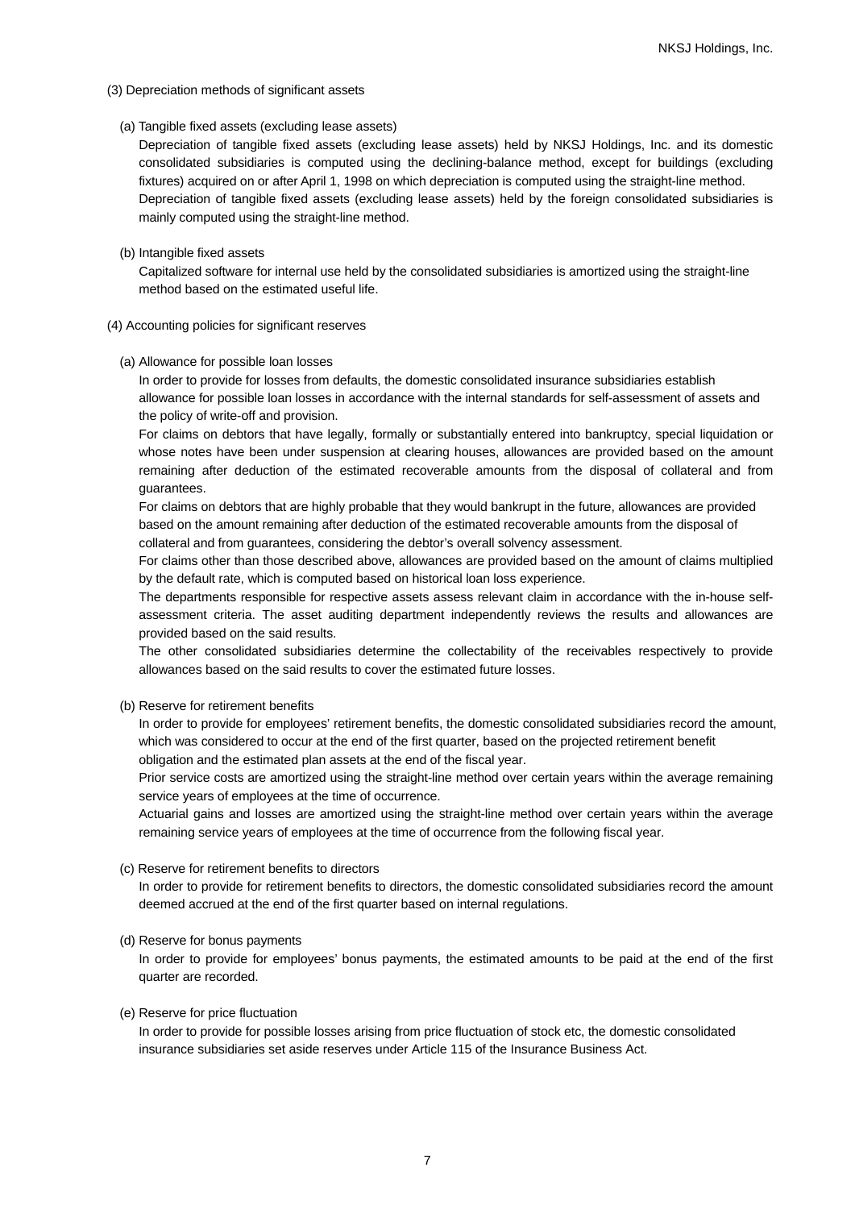(3) Depreciation methods of significant assets

(a) Tangible fixed assets (excluding lease assets)

Depreciation of tangible fixed assets (excluding lease assets) held by NKSJ Holdings, Inc. and its domestic consolidated subsidiaries is computed using the declining-balance method, except for buildings (excluding fixtures) acquired on or after April 1, 1998 on which depreciation is computed using the straight-line method.

Depreciation of tangible fixed assets (excluding lease assets) held by the foreign consolidated subsidiaries is mainly computed using the straight-line method.

(b) Intangible fixed assets

Capitalized software for internal use held by the consolidated subsidiaries is amortized using the straight-line method based on the estimated useful life.

(4) Accounting policies for significant reserves

(a) Allowance for possible loan losses

In order to provide for losses from defaults, the domestic consolidated insurance subsidiaries establish allowance for possible loan losses in accordance with the internal standards for self-assessment of assets and the policy of write-off and provision.

For claims on debtors that have legally, formally or substantially entered into bankruptcy, special liquidation or whose notes have been under suspension at clearing houses, allowances are provided based on the amount remaining after deduction of the estimated recoverable amounts from the disposal of collateral and from guarantees.

For claims on debtors that are highly probable that they would bankrupt in the future, allowances are provided based on the amount remaining after deduction of the estimated recoverable amounts from the disposal of collateral and from guarantees, considering the debtor's overall solvency assessment.

For claims other than those described above, allowances are provided based on the amount of claims multiplied by the default rate, which is computed based on historical loan loss experience.

The departments responsible for respective assets assess relevant claim in accordance with the in-house self-assessment criteria. The asset auditing department independently reviews the results and allowances are provided based on the said results.

The other consolidated subsidiaries determine the collectability of the receivables respectively to provide allowances based on the said results to cover the estimated future losses.

(b) Reserve for retirement benefits

In order to provide for employees' retirement benefits, the domestic consolidated subsidiaries record the amount, which was considered to occur at the end of the first quarter, based on the projected retirement benefit obligation and the estimated plan assets at the end of the fiscal year.

Prior service costs are amortized using the straight-line method over certain years within the average remaining service years of employees at the time of occurrence.

Actuarial gains and losses are amortized using the straight-line method over certain years within the average remaining service years of employees at the time of occurrence from the following fiscal year.

(c) Reserve for retirement benefits to directors

In order to provide for retirement benefits to directors, the domestic consolidated subsidiaries record the amount deemed accrued at the end of the first quarter based on internal regulations.

(d) Reserve for bonus payments

In order to provide for employees' bonus payments, the estimated amounts to be paid at the end of the first quarter are recorded.

(e) Reserve for price fluctuation

In order to provide for possible losses arising from price fluctuation of stock etc, the domestic consolidated insurance subsidiaries set aside reserves under Article 115 of the Insurance Business Act.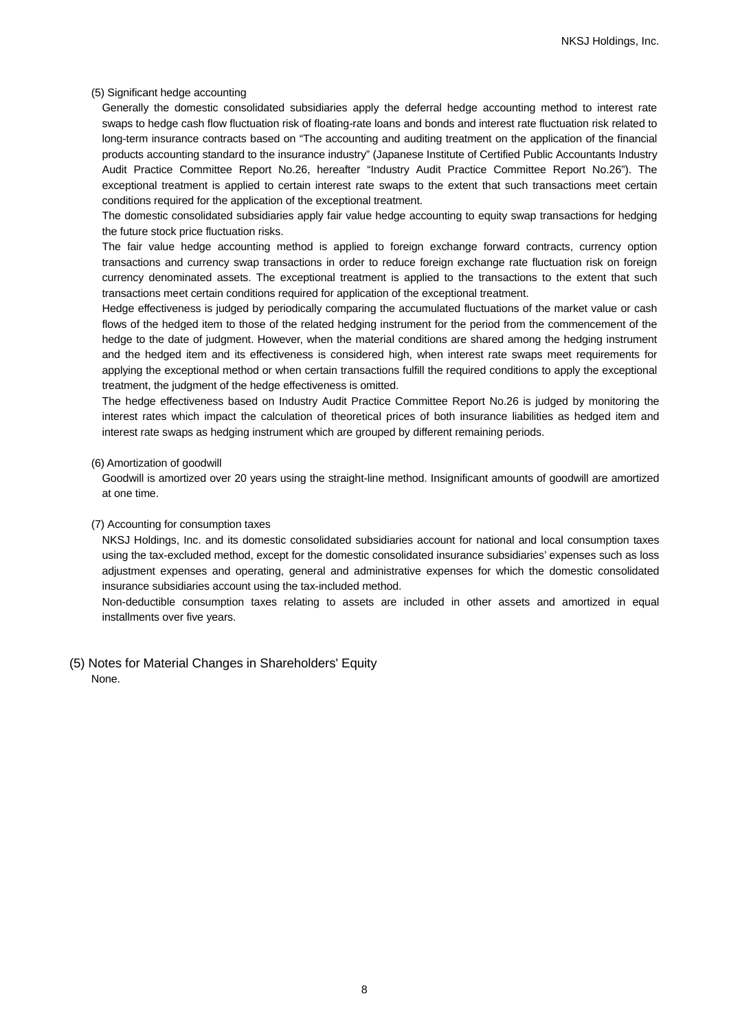(5) Significant hedge accounting

Generally the domestic consolidated subsidiaries apply the deferral hedge accounting method to interest rate swaps to hedge cash flow fluctuation risk of floating-rate loans and bonds and interest rate fluctuation risk related to long-term insurance contracts based on “The accounting and auditing treatment on the application of the financial products accounting standard to the insurance industry” (Japanese Institute of Certified Public Accountants Industry Audit Practice Committee Report No.26, hereafter “Industry Audit Practice Committee Report No.26”). The exceptional treatment is applied to certain interest rate swaps to the extent that such transactions meet certain conditions required for the application of the exceptional treatment.

The domestic consolidated subsidiaries apply fair value hedge accounting to equity swap transactions for hedging the future stock price fluctuation risks.

The fair value hedge accounting method is applied to foreign exchange forward contracts, currency option transactions and currency swap transactions in order to reduce foreign exchange rate fluctuation risk on foreign currency denominated assets. The exceptional treatment is applied to the transactions to the extent that such transactions meet certain conditions required for application of the exceptional treatment.

Hedge effectiveness is judged by periodically comparing the accumulated fluctuations of the market value or cash flows of the hedged item to those of the related hedging instrument for the period from the commencement of the hedge to the date of judgment. However, when the material conditions are shared among the hedging instrument and the hedged item and its effectiveness is considered high, when interest rate swaps meet requirements for applying the exceptional method or when certain transactions fulfill the required conditions to apply the exceptional treatment, the judgment of the hedge effectiveness is omitted.

The hedge effectiveness based on Industry Audit Practice Committee Report No.26 is judged by monitoring the interest rates which impact the calculation of theoretical prices of both insurance liabilities as hedged item and interest rate swaps as hedging instrument which are grouped by different remaining periods.

(6) Amortization of goodwill

Goodwill is amortized over 20 years using the straight-line method. Insignificant amounts of goodwill are amortized at one time.

(7) Accounting for consumption taxes

NKSJ Holdings, Inc. and its domestic consolidated subsidiaries account for national and local consumption taxes using the tax-excluded method, except for the domestic consolidated insurance subsidiaries’ expenses such as loss adjustment expenses and operating, general and administrative expenses for which the domestic consolidated insurance subsidiaries account using the tax-included method.

Non-deductible consumption taxes relating to assets are included in other assets and amortized in equal installments over five years.

## (5) Notes for Material Changes in Shareholders' Equity

None.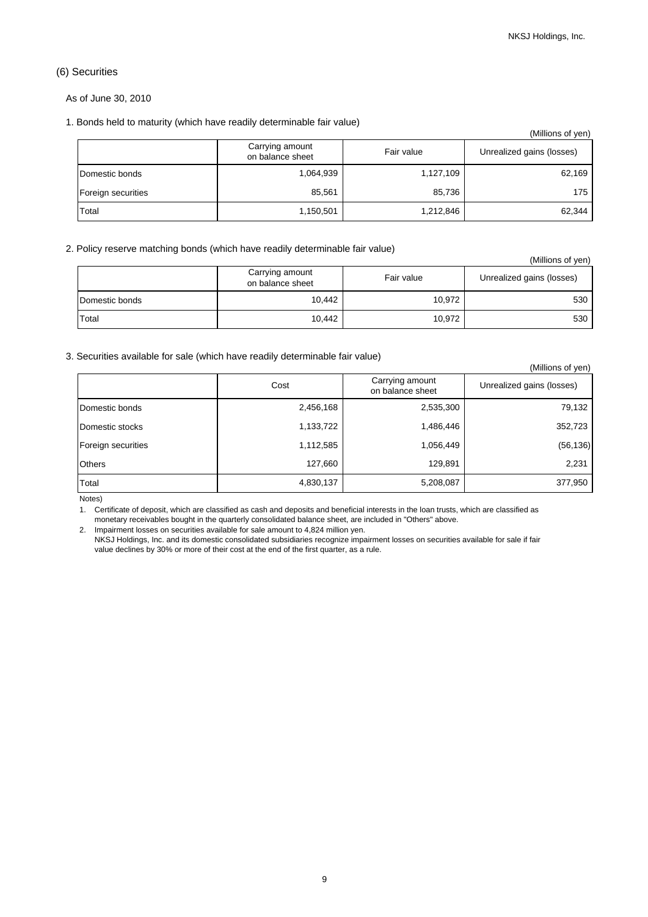## (6) Securities

As of June 30, 2010

### 1. Bonds held to maturity (which have readily determinable fair value)

(Millions of yen)

| | Carrying amount on balance sheet | Fair value | Unrealized gains (losses) |
|---|---|---|---|
| Domestic bonds | 1,064,939 | 1,127,109 | 62,169 |
| Foreign securities | 85,561 | 85,736 | 175 |
| Total | 1,150,501 | 1,212,846 | 62,344 |

### 2. Policy reserve matching bonds (which have readily determinable fair value)

(Millions of yen)

| | Carrying amount on balance sheet | Fair value | Unrealized gains (losses) |
|---|---|---|---|
| Domestic bonds | 10,442 | 10,972 | 530 |
| Total | 10,442 | 10,972 | 530 |

### 3. Securities available for sale (which have readily determinable fair value)

(Millions of yen)

| | Cost | Carrying amount on balance sheet | Unrealized gains (losses) |
|---|---|---|---|
| Domestic bonds | 2,456,168 | 2,535,300 | 79,132 |
| Domestic stocks | 1,133,722 | 1,486,446 | 352,723 |
| Foreign securities | 1,112,585 | 1,056,449 | (56,136) |
| Others | 127,660 | 129,891 | 2,231 |
| Total | 4,830,137 | 5,208,087 | 377,950 |

Notes)

1. Certificate of deposit, which are classified as cash and deposits and beneficial interests in the loan trusts, which are classified as monetary receivables bought in the quarterly consolidated balance sheet, are included in "Others" above.
2. Impairment losses on securities available for sale amount to 4,824 million yen.
   NKSJ Holdings, Inc. and its domestic consolidated subsidiaries recognize impairment losses on securities available for sale if fair value declines by 30% or more of their cost at the end of the first quarter, as a rule.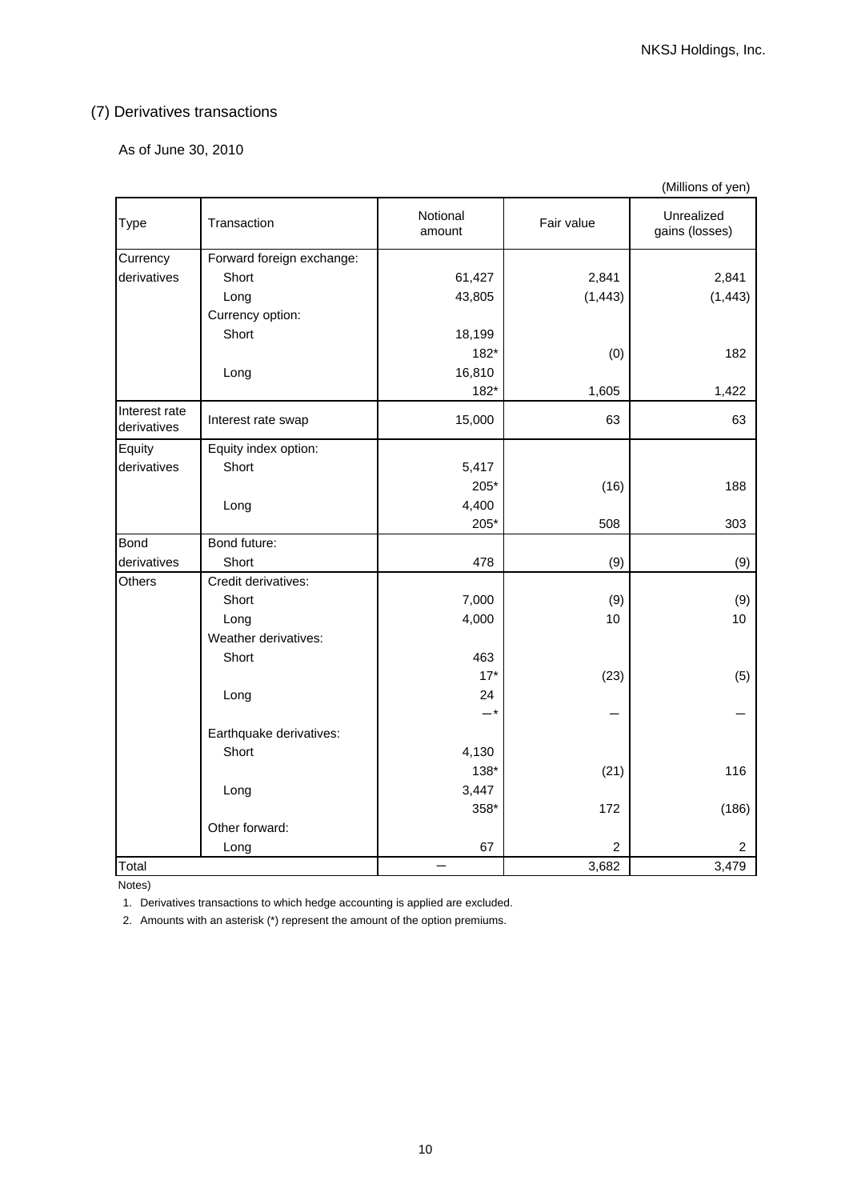## (7) Derivatives transactions

As of June 30, 2010

(Millions of yen)

| Type | Transaction | Notional amount | Fair value | Unrealized gains (losses) |
|---|---|---|---|---|
| Currency derivatives | Forward foreign exchange: | | | |
| | Short | 61,427 | 2,841 | 2,841 |
| | Long | 43,805 | (1,443) | (1,443) |
| | Currency option: | | | |
| | Short | 18,199 | | |
| | | 182* | (0) | 182 |
| | Long | 16,810 | | |
| | | 182* | 1,605 | 1,422 |
| Interest rate derivatives | Interest rate swap | 15,000 | 63 | 63 |
| Equity derivatives | Equity index option: | | | |
| | Short | 5,417 | | |
| | | 205* | (16) | 188 |
| | Long | 4,400 | | |
| | | 205* | 508 | 303 |
| Bond derivatives | Bond future: | | | |
| | Short | 478 | (9) | (9) |
| Others | Credit derivatives: | | | |
| | Short | 7,000 | (9) | (9) |
| | Long | 4,000 | 10 | 10 |
| | Weather derivatives: | | | |
| | Short | 463 | | |
| | | 17* | (23) | (5) |
| | Long | 24 | | |
| | | —* | — | — |
| | Earthquake derivatives: | | | |
| | Short | 4,130 | | |
| | | 138* | (21) | 116 |
| | Long | 3,447 | | |
| | | 358* | 172 | (186) |
| | Other forward: | | | |
| | Long | 67 | 2 | 2 |
| Total | | — | 3,682 | 3,479 |

Notes)

1. Derivatives transactions to which hedge accounting is applied are excluded.
2. Amounts with an asterisk (*) represent the amount of the option premiums.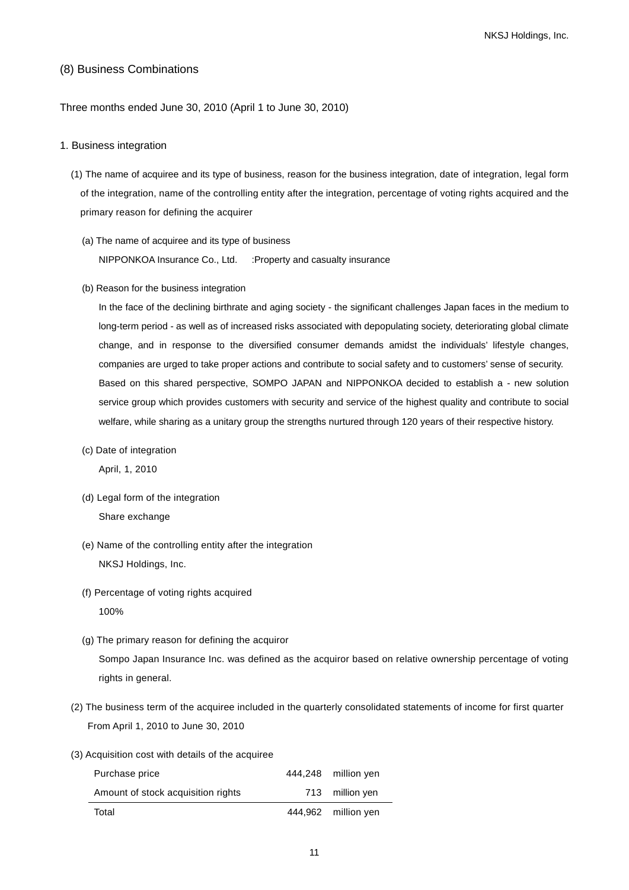## (8) Business Combinations

Three months ended June 30, 2010 (April 1 to June 30, 2010)

### 1. Business integration

(1) The name of acquiree and its type of business, reason for the business integration, date of integration, legal form of the integration, name of the controlling entity after the integration, percentage of voting rights acquired and the primary reason for defining the acquirer

(a) The name of acquiree and its type of business

NIPPONKOA Insurance Co., Ltd. :Property and casualty insurance

(b) Reason for the business integration

In the face of the declining birthrate and aging society - the significant challenges Japan faces in the medium to long-term period - as well as of increased risks associated with depopulating society, deteriorating global climate change, and in response to the diversified consumer demands amidst the individuals' lifestyle changes, companies are urged to take proper actions and contribute to social safety and to customers' sense of security.
Based on this shared perspective, SOMPO JAPAN and NIPPONKOA decided to establish a - new solution service group which provides customers with security and service of the highest quality and contribute to social welfare, while sharing as a unitary group the strengths nurtured through 120 years of their respective history.

(c) Date of integration

April, 1, 2010

(d) Legal form of the integration

Share exchange

(e) Name of the controlling entity after the integration

NKSJ Holdings, Inc.

(f) Percentage of voting rights acquired

100%

(g) The primary reason for defining the acquiror

Sompo Japan Insurance Inc. was defined as the acquiror based on relative ownership percentage of voting rights in general.

(2) The business term of the acquiree included in the quarterly consolidated statements of income for first quarter

From April 1, 2010 to June 30, 2010

(3) Acquisition cost with details of the acquiree

| | | |
|---|---|---|
| Purchase price | 444,248 | million yen |
| Amount of stock acquisition rights | 713 | million yen |
| Total | 444,962 | million yen |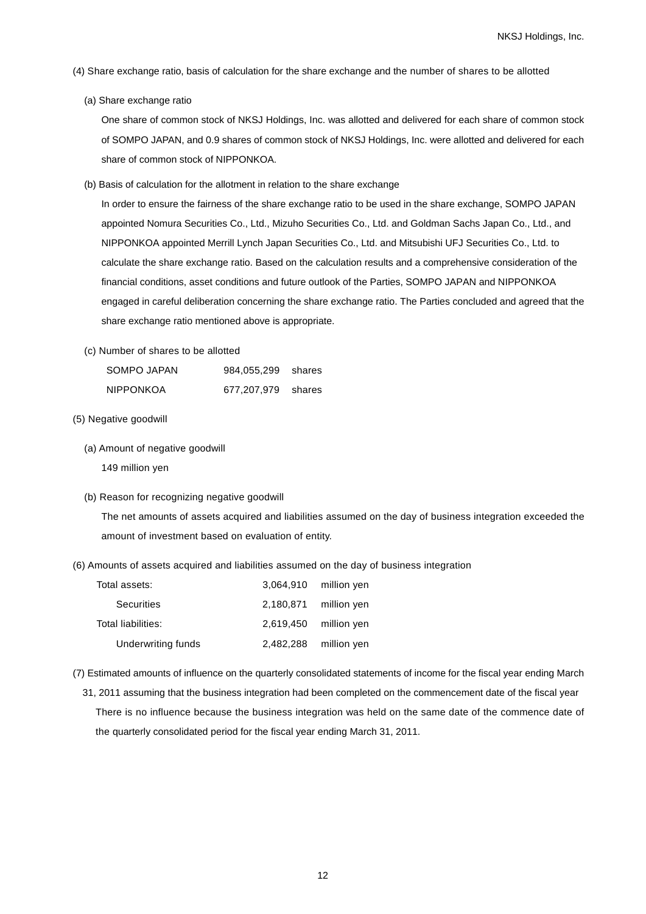(4) Share exchange ratio, basis of calculation for the share exchange and the number of shares to be allotted

(a) Share exchange ratio

One share of common stock of NKSJ Holdings, Inc. was allotted and delivered for each share of common stock of SOMPO JAPAN, and 0.9 shares of common stock of NKSJ Holdings, Inc. were allotted and delivered for each share of common stock of NIPPONKOA.

(b) Basis of calculation for the allotment in relation to the share exchange

In order to ensure the fairness of the share exchange ratio to be used in the share exchange, SOMPO JAPAN appointed Nomura Securities Co., Ltd., Mizuho Securities Co., Ltd. and Goldman Sachs Japan Co., Ltd., and NIPPONKOA appointed Merrill Lynch Japan Securities Co., Ltd. and Mitsubishi UFJ Securities Co., Ltd. to calculate the share exchange ratio. Based on the calculation results and a comprehensive consideration of the financial conditions, asset conditions and future outlook of the Parties, SOMPO JAPAN and NIPPONKOA engaged in careful deliberation concerning the share exchange ratio. The Parties concluded and agreed that the share exchange ratio mentioned above is appropriate.

(c) Number of shares to be allotted

| | | |
|---|---|---|
| SOMPO JAPAN | 984,055,299 | shares |
| NIPPONKOA | 677,207,979 | shares |

(5) Negative goodwill

(a) Amount of negative goodwill

149 million yen

(b) Reason for recognizing negative goodwill

The net amounts of assets acquired and liabilities assumed on the day of business integration exceeded the amount of investment based on evaluation of entity.

(6) Amounts of assets acquired and liabilities assumed on the day of business integration

| | | |
|---|---|---|
| Total assets: | 3,064,910 | million yen |
| Securities | 2,180,871 | million yen |
| Total liabilities: | 2,619,450 | million yen |
| Underwriting funds | 2,482,288 | million yen |

(7) Estimated amounts of influence on the quarterly consolidated statements of income for the fiscal year ending March 31, 2011 assuming that the business integration had been completed on the commencement date of the fiscal year

There is no influence because the business integration was held on the same date of the commence date of the quarterly consolidated period for the fiscal year ending March 31, 2011.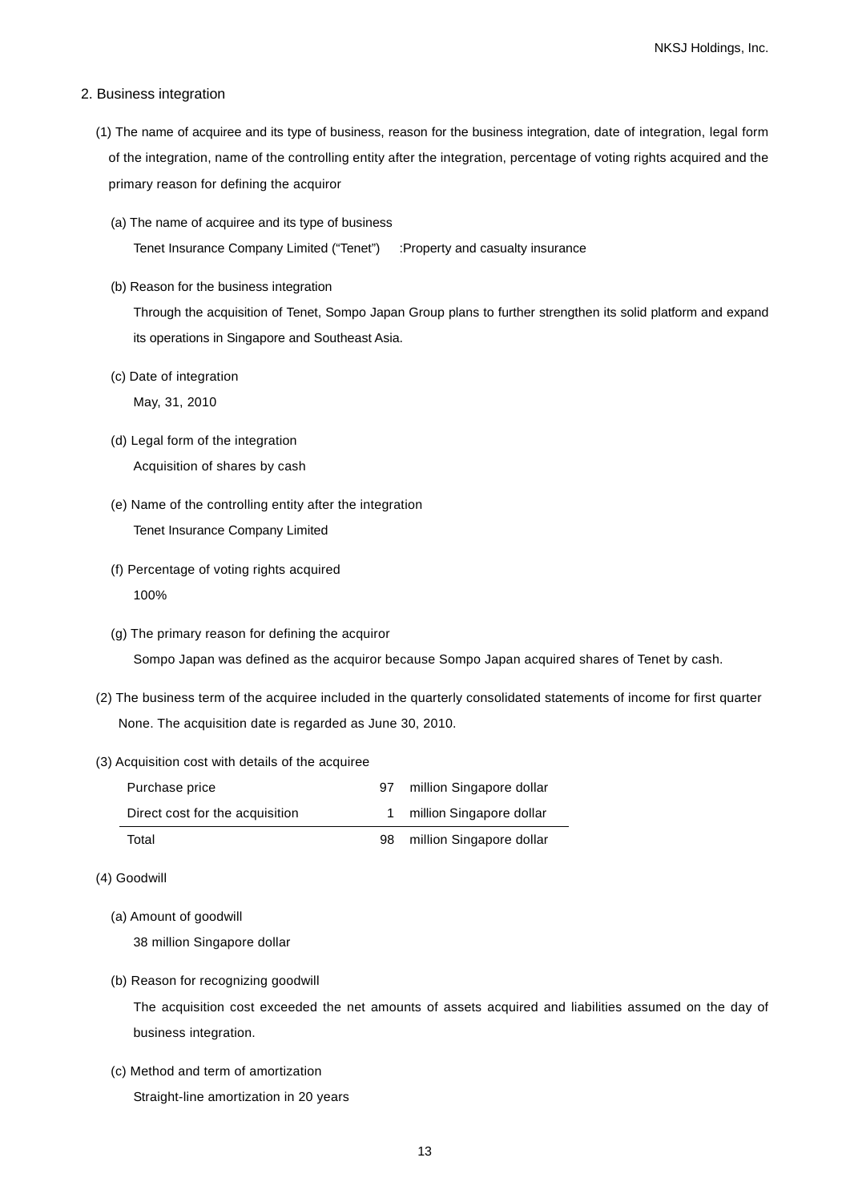## 2. Business integration

(1) The name of acquiree and its type of business, reason for the business integration, date of integration, legal form of the integration, name of the controlling entity after the integration, percentage of voting rights acquired and the primary reason for defining the acquiror

(a) The name of acquiree and its type of business

Tenet Insurance Company Limited (“Tenet”) :Property and casualty insurance

(b) Reason for the business integration

Through the acquisition of Tenet, Sompo Japan Group plans to further strengthen its solid platform and expand its operations in Singapore and Southeast Asia.

(c) Date of integration

May, 31, 2010

(d) Legal form of the integration

Acquisition of shares by cash

(e) Name of the controlling entity after the integration

Tenet Insurance Company Limited

(f) Percentage of voting rights acquired

100%

(g) The primary reason for defining the acquiror

Sompo Japan was defined as the acquiror because Sompo Japan acquired shares of Tenet by cash.

(2) The business term of the acquiree included in the quarterly consolidated statements of income for first quarter

None. The acquisition date is regarded as June 30, 2010.

(3) Acquisition cost with details of the acquiree

| | | |
|---|---|---|
| Purchase price | 97 | million Singapore dollar |
| Direct cost for the acquisition | 1 | million Singapore dollar |
| Total | 98 | million Singapore dollar |

(4) Goodwill

(a) Amount of goodwill

38 million Singapore dollar

(b) Reason for recognizing goodwill

The acquisition cost exceeded the net amounts of assets acquired and liabilities assumed on the day of business integration.

(c) Method and term of amortization

Straight-line amortization in 20 years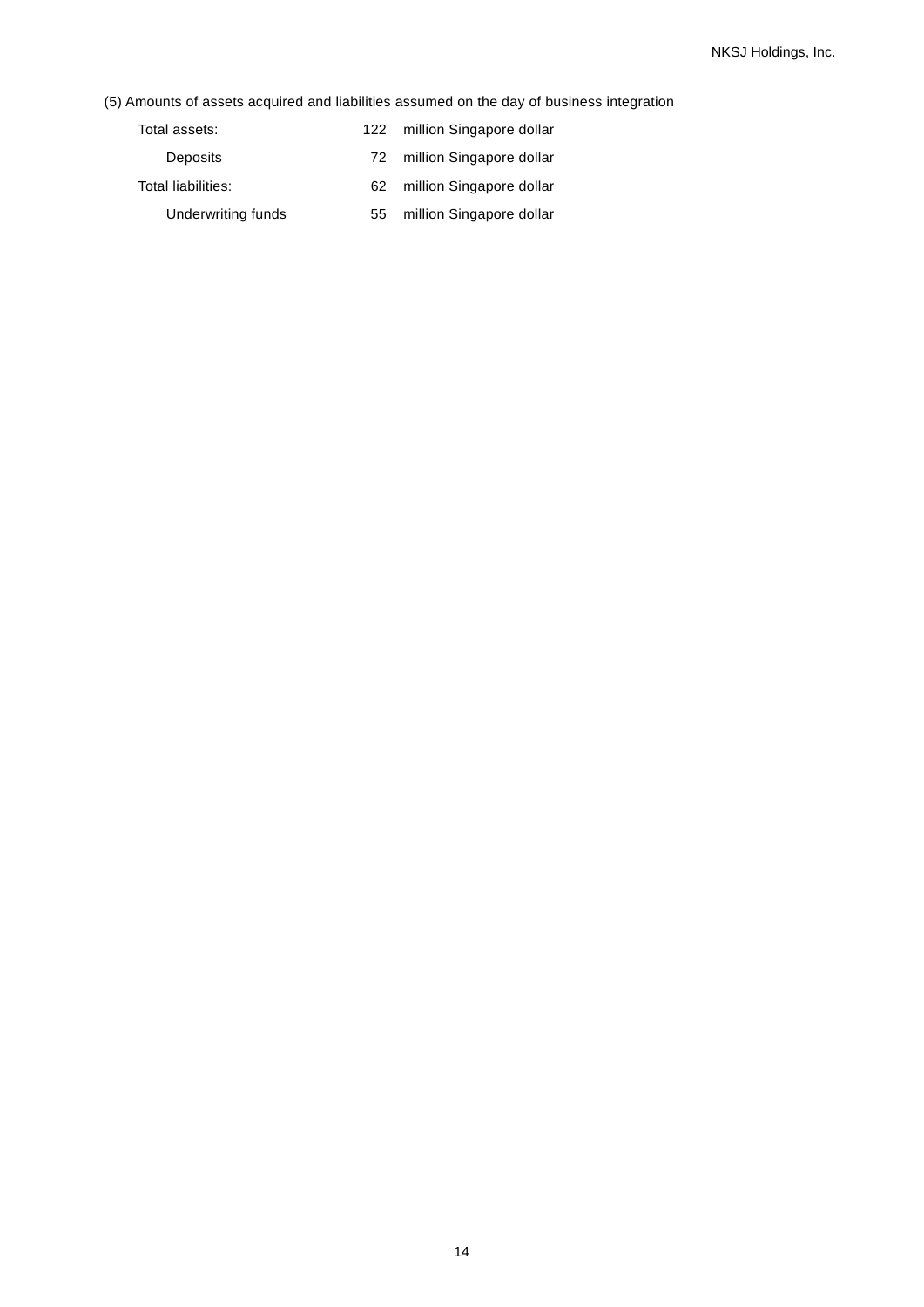(5) Amounts of assets acquired and liabilities assumed on the day of business integration

| | | |
|---|---|---|
| Total assets: | 122 | million Singapore dollar |
| Deposits | 72 | million Singapore dollar |
| Total liabilities: | 62 | million Singapore dollar |
| Underwriting funds | 55 | million Singapore dollar |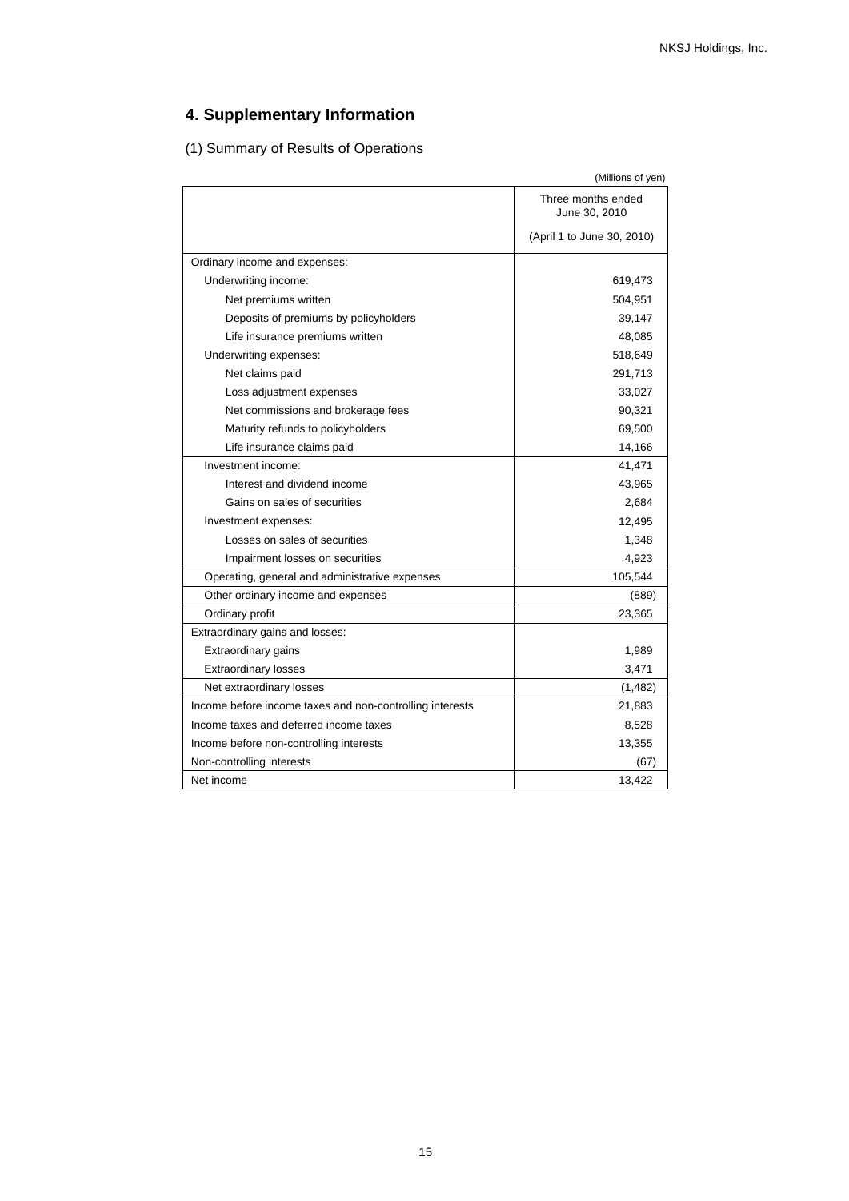## 4. Supplementary Information

(1) Summary of Results of Operations

(Millions of yen)

| | Three months ended June 30, 2010 (April 1 to June 30, 2010) |
|---|---|
| Ordinary income and expenses: | |
| Underwriting income: | 619,473 |
| Net premiums written | 504,951 |
| Deposits of premiums by policyholders | 39,147 |
| Life insurance premiums written | 48,085 |
| Underwriting expenses: | 518,649 |
| Net claims paid | 291,713 |
| Loss adjustment expenses | 33,027 |
| Net commissions and brokerage fees | 90,321 |
| Maturity refunds to policyholders | 69,500 |
| Life insurance claims paid | 14,166 |
| Investment income: | 41,471 |
| Interest and dividend income | 43,965 |
| Gains on sales of securities | 2,684 |
| Investment expenses: | 12,495 |
| Losses on sales of securities | 1,348 |
| Impairment losses on securities | 4,923 |
| Operating, general and administrative expenses | 105,544 |
| Other ordinary income and expenses | (889) |
| Ordinary profit | 23,365 |
| Extraordinary gains and losses: | |
| Extraordinary gains | 1,989 |
| Extraordinary losses | 3,471 |
| Net extraordinary losses | (1,482) |
| Income before income taxes and non-controlling interests | 21,883 |
| Income taxes and deferred income taxes | 8,528 |
| Income before non-controlling interests | 13,355 |
| Non-controlling interests | (67) |
| Net income | 13,422 |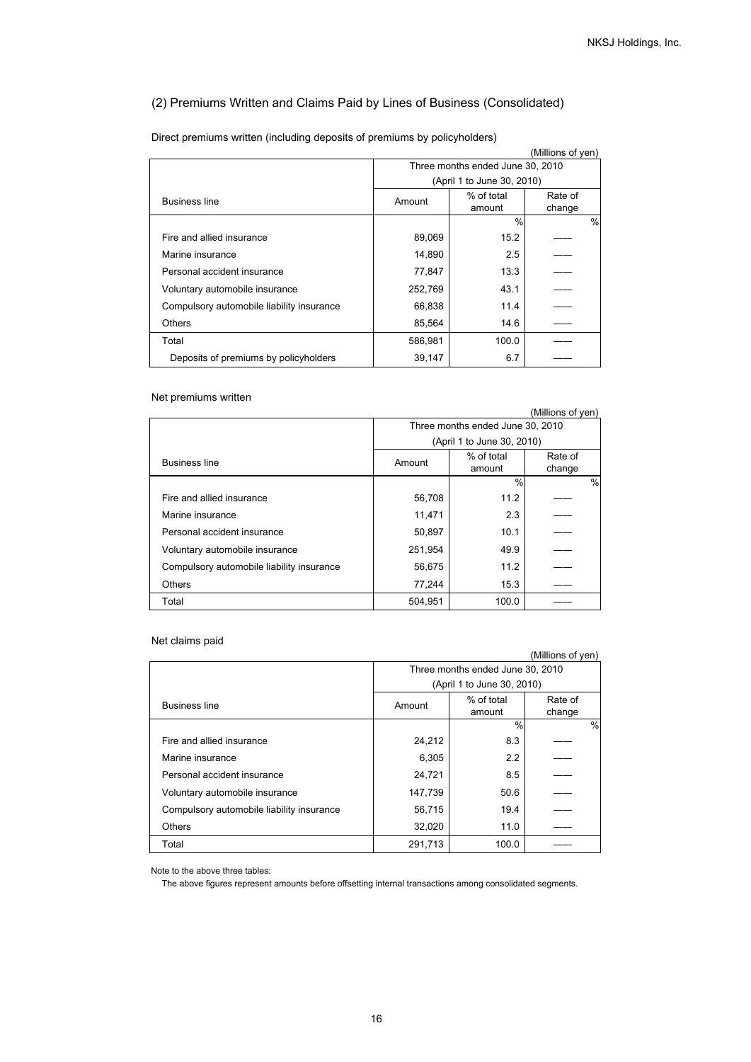## (2) Premiums Written and Claims Paid by Lines of Business (Consolidated)

Direct premiums written (including deposits of premiums by policyholders)

(Millions of yen)

| Business line | Three months ended June 30, 2010 (April 1 to June 30, 2010) | | |
|---|---|---|---|
| | Amount | % of total amount | Rate of change |
| | | % | % |
| Fire and allied insurance | 89,069 | 15.2 | —— |
| Marine insurance | 14,890 | 2.5 | —— |
| Personal accident insurance | 77,847 | 13.3 | —— |
| Voluntary automobile insurance | 252,769 | 43.1 | —— |
| Compulsory automobile liability insurance | 66,838 | 11.4 | —— |
| Others | 85,564 | 14.6 | —— |
| Total | 586,981 | 100.0 | —— |
| Deposits of premiums by policyholders | 39,147 | 6.7 | —— |

Net premiums written

(Millions of yen)

| Business line | Three months ended June 30, 2010 (April 1 to June 30, 2010) | | |
|---|---|---|---|
| | Amount | % of total amount | Rate of change |
| | | % | % |
| Fire and allied insurance | 56,708 | 11.2 | —— |
| Marine insurance | 11,471 | 2.3 | —— |
| Personal accident insurance | 50,897 | 10.1 | —— |
| Voluntary automobile insurance | 251,954 | 49.9 | —— |
| Compulsory automobile liability insurance | 56,675 | 11.2 | —— |
| Others | 77,244 | 15.3 | —— |
| Total | 504,951 | 100.0 | —— |

Net claims paid

(Millions of yen)

| Business line | Three months ended June 30, 2010 (April 1 to June 30, 2010) | | |
|---|---|---|---|
| | Amount | % of total amount | Rate of change |
| | | % | % |
| Fire and allied insurance | 24,212 | 8.3 | —— |
| Marine insurance | 6,305 | 2.2 | —— |
| Personal accident insurance | 24,721 | 8.5 | —— |
| Voluntary automobile insurance | 147,739 | 50.6 | —— |
| Compulsory automobile liability insurance | 56,715 | 19.4 | —— |
| Others | 32,020 | 11.0 | —— |
| Total | 291,713 | 100.0 | —— |

Note to the above three tables:

The above figures represent amounts before offsetting internal transactions among consolidated segments.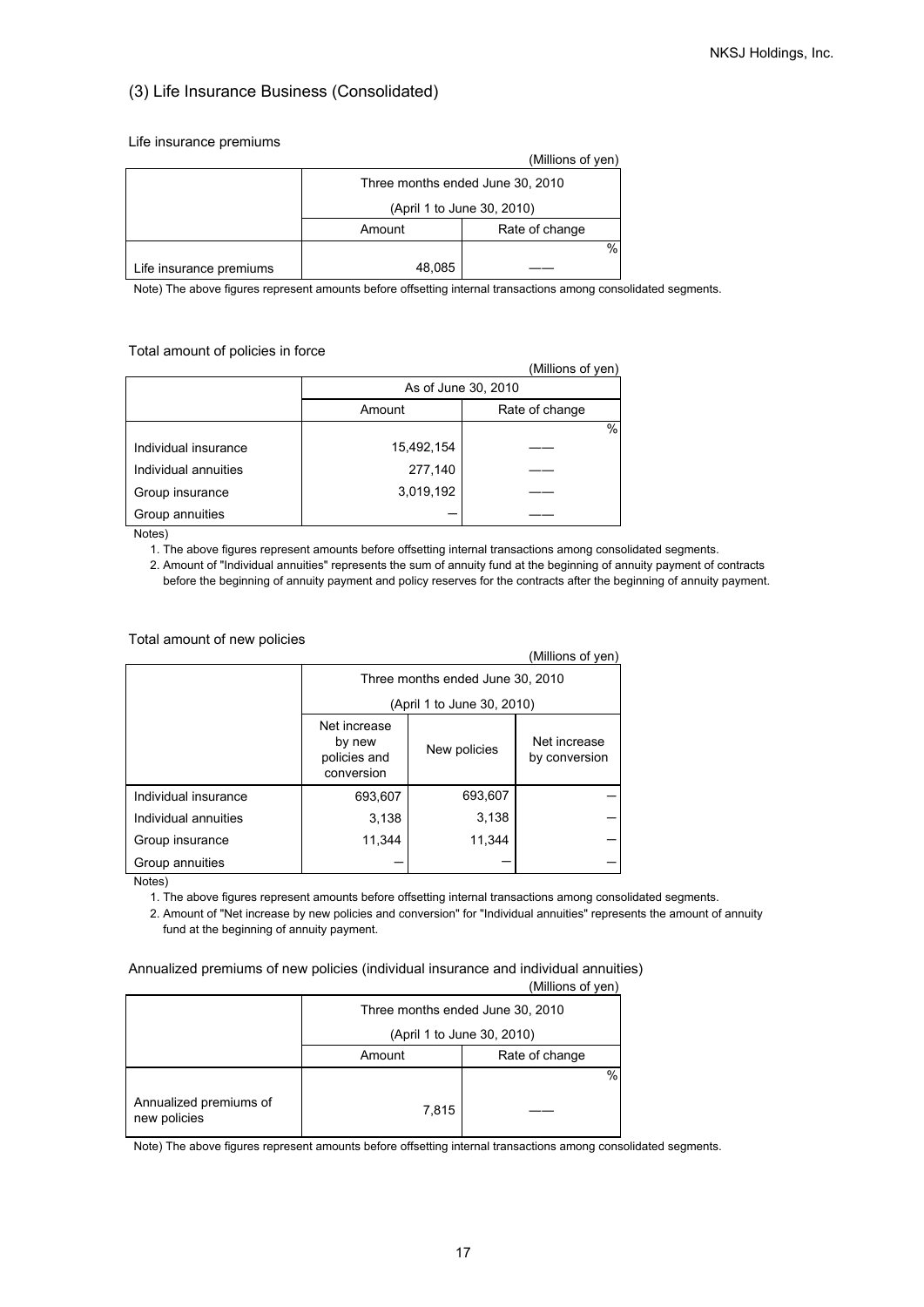## (3) Life Insurance Business (Consolidated)

### Life insurance premiums

(Millions of yen)

| | Three months ended June 30, 2010 (April 1 to June 30, 2010) | |
|---|---|---|
| | Amount | Rate of change |
| | | % |
| Life insurance premiums | 48,085 | —— |

Note) The above figures represent amounts before offsetting internal transactions among consolidated segments.

### Total amount of policies in force

(Millions of yen)

| | As of June 30, 2010 | |
|---|---|---|
| | Amount | Rate of change |
| | | % |
| Individual insurance | 15,492,154 | —— |
| Individual annuities | 277,140 | —— |
| Group insurance | 3,019,192 | —— |
| Group annuities | — | —— |

Notes)

1. The above figures represent amounts before offsetting internal transactions among consolidated segments.
2. Amount of "Individual annuities" represents the sum of annuity fund at the beginning of annuity payment of contracts before the beginning of annuity payment and policy reserves for the contracts after the beginning of annuity payment.

### Total amount of new policies

(Millions of yen)

| | Three months ended June 30, 2010 (April 1 to June 30, 2010) | | |
|---|---|---|---|
| | Net increase by new policies and conversion | New policies | Net increase by conversion |
| Individual insurance | 693,607 | 693,607 | — |
| Individual annuities | 3,138 | 3,138 | — |
| Group insurance | 11,344 | 11,344 | — |
| Group annuities | — | — | — |

Notes)

1. The above figures represent amounts before offsetting internal transactions among consolidated segments.
2. Amount of "Net increase by new policies and conversion" for "Individual annuities" represents the amount of annuity fund at the beginning of annuity payment.

### Annualized premiums of new policies (individual insurance and individual annuities)

(Millions of yen)

| | Three months ended June 30, 2010 (April 1 to June 30, 2010) | |
|---|---|---|
| | Amount | Rate of change |
| | | % |
| Annualized premiums of new policies | 7,815 | —— |

Note) The above figures represent amounts before offsetting internal transactions among consolidated segments.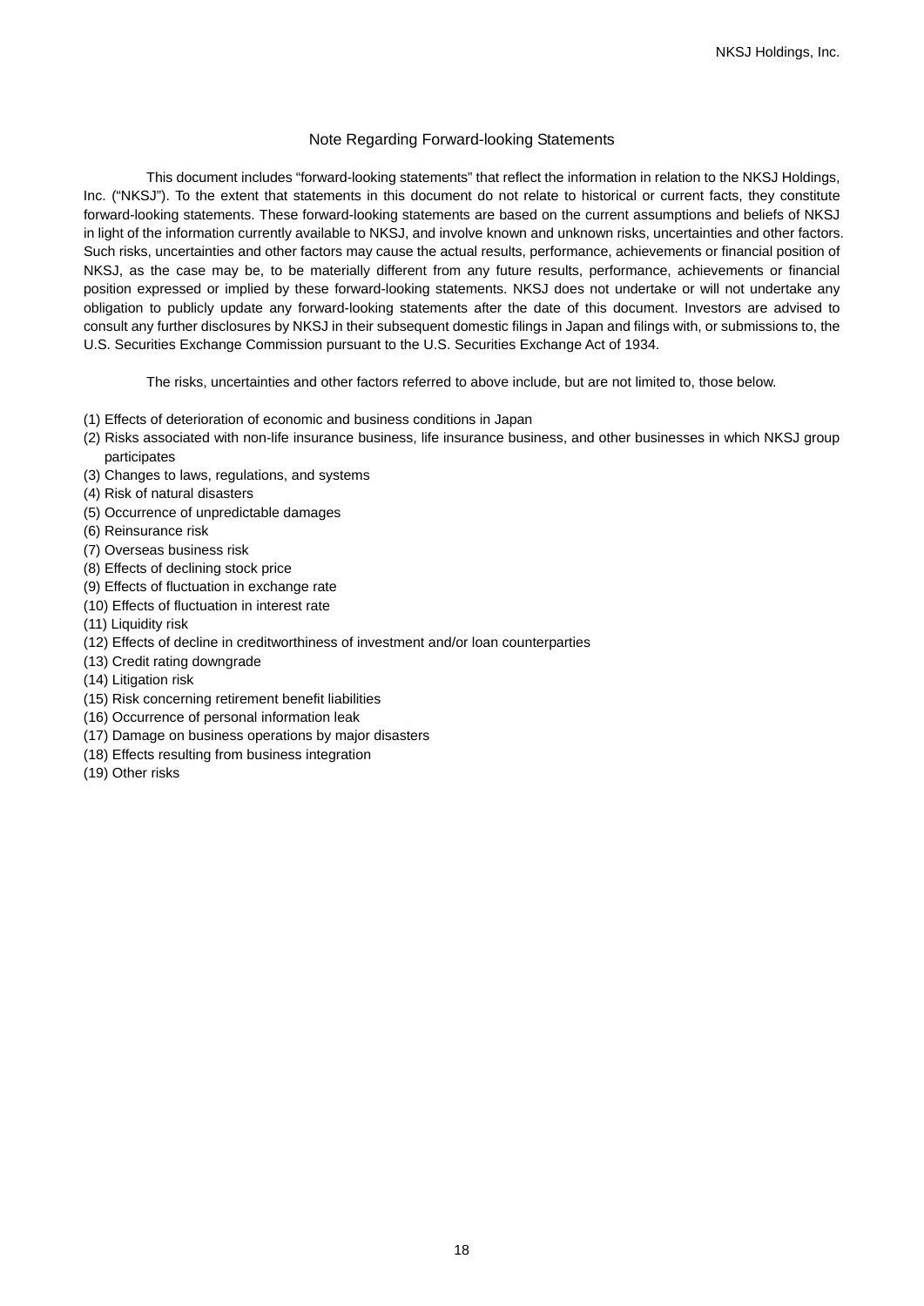## Note Regarding Forward-looking Statements

This document includes "forward-looking statements" that reflect the information in relation to the NKSJ Holdings, Inc. ("NKSJ"). To the extent that statements in this document do not relate to historical or current facts, they constitute forward-looking statements. These forward-looking statements are based on the current assumptions and beliefs of NKSJ in light of the information currently available to NKSJ, and involve known and unknown risks, uncertainties and other factors. Such risks, uncertainties and other factors may cause the actual results, performance, achievements or financial position of NKSJ, as the case may be, to be materially different from any future results, performance, achievements or financial position expressed or implied by these forward-looking statements. NKSJ does not undertake or will not undertake any obligation to publicly update any forward-looking statements after the date of this document. Investors are advised to consult any further disclosures by NKSJ in their subsequent domestic filings in Japan and filings with, or submissions to, the U.S. Securities Exchange Commission pursuant to the U.S. Securities Exchange Act of 1934.

The risks, uncertainties and other factors referred to above include, but are not limited to, those below.

(1) Effects of deterioration of economic and business conditions in Japan
(2) Risks associated with non-life insurance business, life insurance business, and other businesses in which NKSJ group participates
(3) Changes to laws, regulations, and systems
(4) Risk of natural disasters
(5) Occurrence of unpredictable damages
(6) Reinsurance risk
(7) Overseas business risk
(8) Effects of declining stock price
(9) Effects of fluctuation in exchange rate
(10) Effects of fluctuation in interest rate
(11) Liquidity risk
(12) Effects of decline in creditworthiness of investment and/or loan counterparties
(13) Credit rating downgrade
(14) Litigation risk
(15) Risk concerning retirement benefit liabilities
(16) Occurrence of personal information leak
(17) Damage on business operations by major disasters
(18) Effects resulting from business integration
(19) Other risks